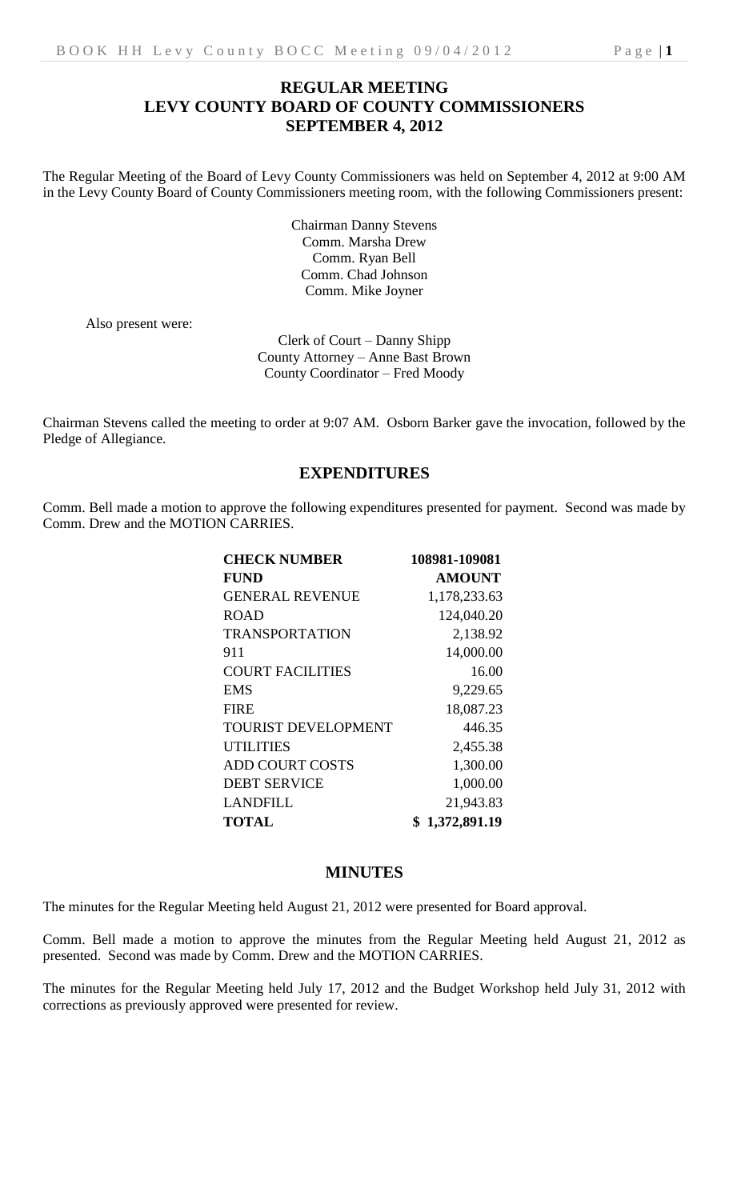# REGULAR MEETING
# LEVY COUNTY BOARD OF COUNTY COMMISSIONERS
# SEPTEMBER 4, 2012

The Regular Meeting of the Board of Levy County Commissioners was held on September 4, 2012 at 9:00 AM in the Levy County Board of County Commissioners meeting room, with the following Commissioners present:

Chairman Danny Stevens
Comm. Marsha Drew
Comm. Ryan Bell
Comm. Chad Johnson
Comm. Mike Joyner

Also present were:

Clerk of Court – Danny Shipp
County Attorney – Anne Bast Brown
County Coordinator – Fred Moody

Chairman Stevens called the meeting to order at 9:07 AM. Osborn Barker gave the invocation, followed by the Pledge of Allegiance.

## EXPENDITURES

Comm. Bell made a motion to approve the following expenditures presented for payment. Second was made by Comm. Drew and the MOTION CARRIES.

| CHECK NUMBER | 108981-109081 |
|---|---|
| FUND | AMOUNT |
| GENERAL REVENUE | 1,178,233.63 |
| ROAD | 124,040.20 |
| TRANSPORTATION | 2,138.92 |
| 911 | 14,000.00 |
| COURT FACILITIES | 16.00 |
| EMS | 9,229.65 |
| FIRE | 18,087.23 |
| TOURIST DEVELOPMENT | 446.35 |
| UTILITIES | 2,455.38 |
| ADD COURT COSTS | 1,300.00 |
| DEBT SERVICE | 1,000.00 |
| LANDFILL | 21,943.83 |
| **TOTAL** | **$ 1,372,891.19** |

## MINUTES

The minutes for the Regular Meeting held August 21, 2012 were presented for Board approval.

Comm. Bell made a motion to approve the minutes from the Regular Meeting held August 21, 2012 as presented. Second was made by Comm. Drew and the MOTION CARRIES.

The minutes for the Regular Meeting held July 17, 2012 and the Budget Workshop held July 31, 2012 with corrections as previously approved were presented for review.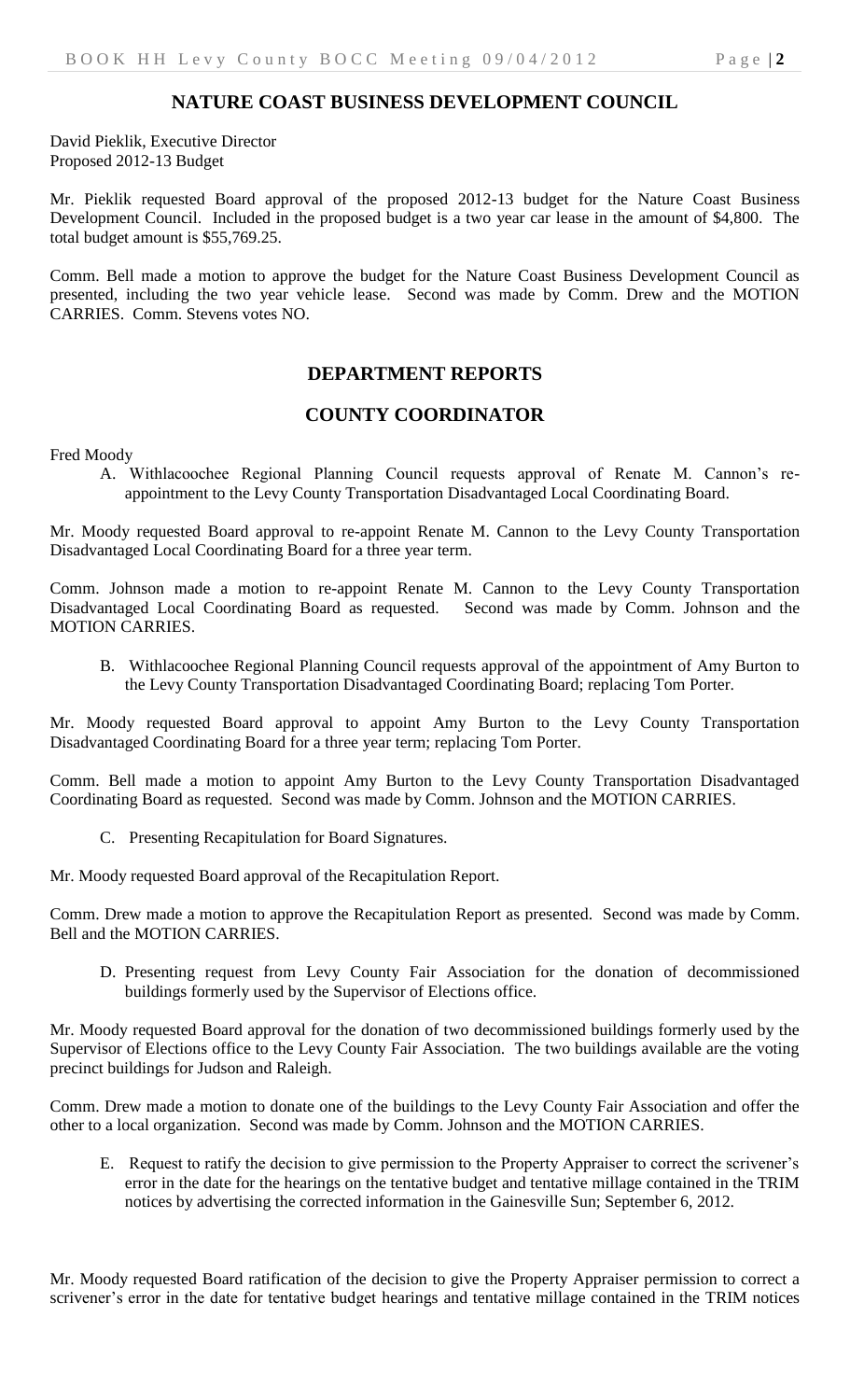## NATURE COAST BUSINESS DEVELOPMENT COUNCIL

David Pieklik, Executive Director
Proposed 2012-13 Budget

Mr. Pieklik requested Board approval of the proposed 2012-13 budget for the Nature Coast Business Development Council. Included in the proposed budget is a two year car lease in the amount of $4,800. The total budget amount is $55,769.25.

Comm. Bell made a motion to approve the budget for the Nature Coast Business Development Council as presented, including the two year vehicle lease. Second was made by Comm. Drew and the MOTION CARRIES. Comm. Stevens votes NO.

## DEPARTMENT REPORTS

## COUNTY COORDINATOR

Fred Moody

A. Withlacoochee Regional Planning Council requests approval of Renate M. Cannon's re-appointment to the Levy County Transportation Disadvantaged Local Coordinating Board.

Mr. Moody requested Board approval to re-appoint Renate M. Cannon to the Levy County Transportation Disadvantaged Local Coordinating Board for a three year term.

Comm. Johnson made a motion to re-appoint Renate M. Cannon to the Levy County Transportation Disadvantaged Local Coordinating Board as requested. Second was made by Comm. Johnson and the MOTION CARRIES.

B. Withlacoochee Regional Planning Council requests approval of the appointment of Amy Burton to the Levy County Transportation Disadvantaged Coordinating Board; replacing Tom Porter.

Mr. Moody requested Board approval to appoint Amy Burton to the Levy County Transportation Disadvantaged Coordinating Board for a three year term; replacing Tom Porter.

Comm. Bell made a motion to appoint Amy Burton to the Levy County Transportation Disadvantaged Coordinating Board as requested. Second was made by Comm. Johnson and the MOTION CARRIES.

C. Presenting Recapitulation for Board Signatures.

Mr. Moody requested Board approval of the Recapitulation Report.

Comm. Drew made a motion to approve the Recapitulation Report as presented. Second was made by Comm. Bell and the MOTION CARRIES.

D. Presenting request from Levy County Fair Association for the donation of decommissioned buildings formerly used by the Supervisor of Elections office.

Mr. Moody requested Board approval for the donation of two decommissioned buildings formerly used by the Supervisor of Elections office to the Levy County Fair Association. The two buildings available are the voting precinct buildings for Judson and Raleigh.

Comm. Drew made a motion to donate one of the buildings to the Levy County Fair Association and offer the other to a local organization. Second was made by Comm. Johnson and the MOTION CARRIES.

E. Request to ratify the decision to give permission to the Property Appraiser to correct the scrivener's error in the date for the hearings on the tentative budget and tentative millage contained in the TRIM notices by advertising the corrected information in the Gainesville Sun; September 6, 2012.

Mr. Moody requested Board ratification of the decision to give the Property Appraiser permission to correct a scrivener's error in the date for tentative budget hearings and tentative millage contained in the TRIM notices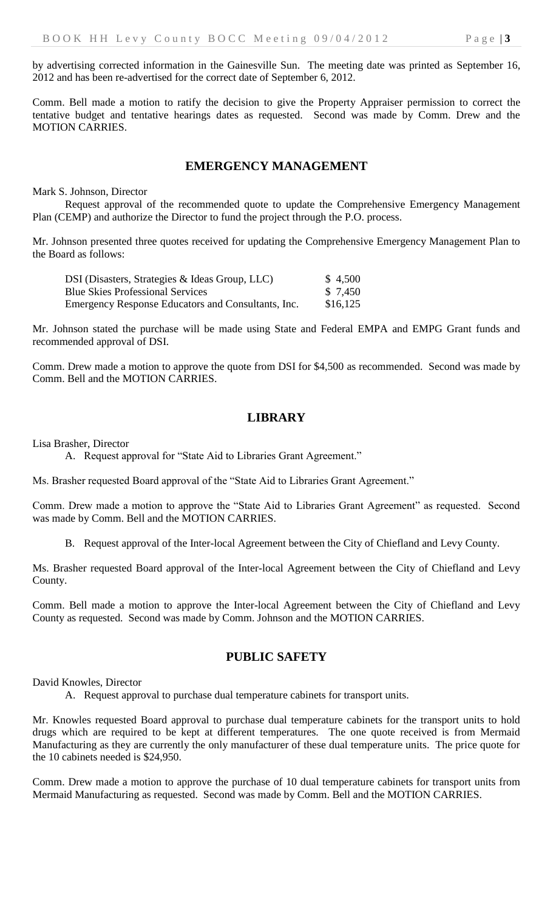by advertising corrected information in the Gainesville Sun. The meeting date was printed as September 16, 2012 and has been re-advertised for the correct date of September 6, 2012.

Comm. Bell made a motion to ratify the decision to give the Property Appraiser permission to correct the tentative budget and tentative hearings dates as requested. Second was made by Comm. Drew and the MOTION CARRIES.

## EMERGENCY MANAGEMENT

Mark S. Johnson, Director

Request approval of the recommended quote to update the Comprehensive Emergency Management Plan (CEMP) and authorize the Director to fund the project through the P.O. process.

Mr. Johnson presented three quotes received for updating the Comprehensive Emergency Management Plan to the Board as follows:

| | |
|---|---|
| DSI (Disasters, Strategies & Ideas Group, LLC) | $ 4,500 |
| Blue Skies Professional Services | $ 7,450 |
| Emergency Response Educators and Consultants, Inc. | $16,125 |

Mr. Johnson stated the purchase will be made using State and Federal EMPA and EMPG Grant funds and recommended approval of DSI.

Comm. Drew made a motion to approve the quote from DSI for $4,500 as recommended. Second was made by Comm. Bell and the MOTION CARRIES.

## LIBRARY

Lisa Brasher, Director

A. Request approval for "State Aid to Libraries Grant Agreement."

Ms. Brasher requested Board approval of the "State Aid to Libraries Grant Agreement."

Comm. Drew made a motion to approve the "State Aid to Libraries Grant Agreement" as requested. Second was made by Comm. Bell and the MOTION CARRIES.

B. Request approval of the Inter-local Agreement between the City of Chiefland and Levy County.

Ms. Brasher requested Board approval of the Inter-local Agreement between the City of Chiefland and Levy County.

Comm. Bell made a motion to approve the Inter-local Agreement between the City of Chiefland and Levy County as requested. Second was made by Comm. Johnson and the MOTION CARRIES.

## PUBLIC SAFETY

David Knowles, Director

A. Request approval to purchase dual temperature cabinets for transport units.

Mr. Knowles requested Board approval to purchase dual temperature cabinets for the transport units to hold drugs which are required to be kept at different temperatures. The one quote received is from Mermaid Manufacturing as they are currently the only manufacturer of these dual temperature units. The price quote for the 10 cabinets needed is $24,950.

Comm. Drew made a motion to approve the purchase of 10 dual temperature cabinets for transport units from Mermaid Manufacturing as requested. Second was made by Comm. Bell and the MOTION CARRIES.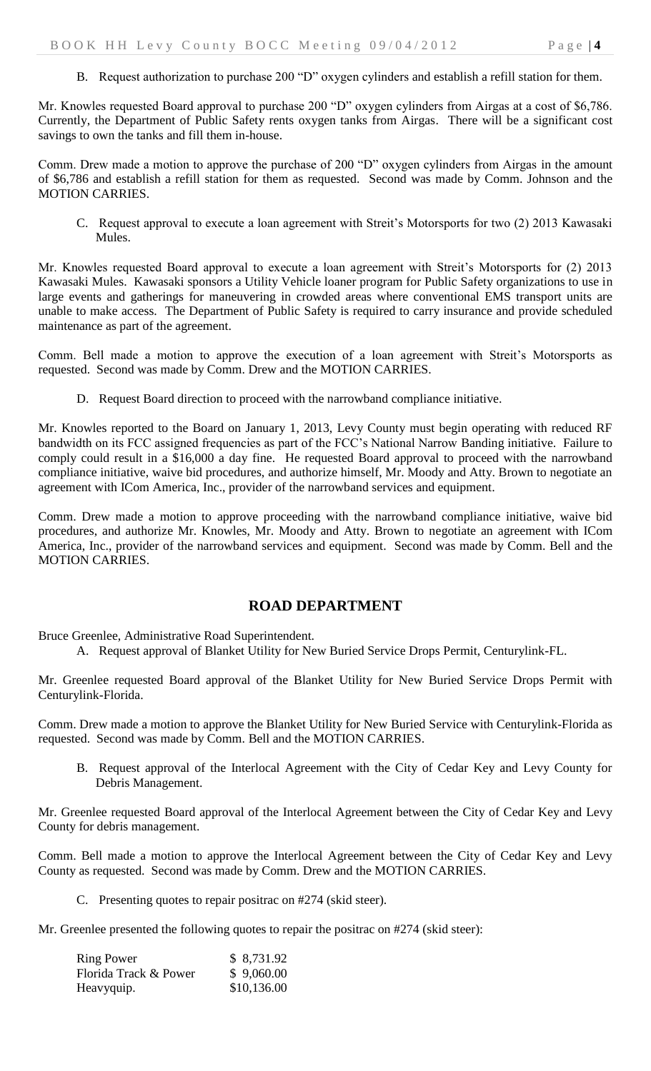B. Request authorization to purchase 200 "D" oxygen cylinders and establish a refill station for them.

Mr. Knowles requested Board approval to purchase 200 "D" oxygen cylinders from Airgas at a cost of $6,786. Currently, the Department of Public Safety rents oxygen tanks from Airgas. There will be a significant cost savings to own the tanks and fill them in-house.

Comm. Drew made a motion to approve the purchase of 200 "D" oxygen cylinders from Airgas in the amount of $6,786 and establish a refill station for them as requested. Second was made by Comm. Johnson and the MOTION CARRIES.

C. Request approval to execute a loan agreement with Streit's Motorsports for two (2) 2013 Kawasaki Mules.

Mr. Knowles requested Board approval to execute a loan agreement with Streit's Motorsports for (2) 2013 Kawasaki Mules. Kawasaki sponsors a Utility Vehicle loaner program for Public Safety organizations to use in large events and gatherings for maneuvering in crowded areas where conventional EMS transport units are unable to make access. The Department of Public Safety is required to carry insurance and provide scheduled maintenance as part of the agreement.

Comm. Bell made a motion to approve the execution of a loan agreement with Streit's Motorsports as requested. Second was made by Comm. Drew and the MOTION CARRIES.

D. Request Board direction to proceed with the narrowband compliance initiative.

Mr. Knowles reported to the Board on January 1, 2013, Levy County must begin operating with reduced RF bandwidth on its FCC assigned frequencies as part of the FCC's National Narrow Banding initiative. Failure to comply could result in a $16,000 a day fine. He requested Board approval to proceed with the narrowband compliance initiative, waive bid procedures, and authorize himself, Mr. Moody and Atty. Brown to negotiate an agreement with ICom America, Inc., provider of the narrowband services and equipment.

Comm. Drew made a motion to approve proceeding with the narrowband compliance initiative, waive bid procedures, and authorize Mr. Knowles, Mr. Moody and Atty. Brown to negotiate an agreement with ICom America, Inc., provider of the narrowband services and equipment. Second was made by Comm. Bell and the MOTION CARRIES.

## ROAD DEPARTMENT

Bruce Greenlee, Administrative Road Superintendent.

A. Request approval of Blanket Utility for New Buried Service Drops Permit, Centurylink-FL.

Mr. Greenlee requested Board approval of the Blanket Utility for New Buried Service Drops Permit with Centurylink-Florida.

Comm. Drew made a motion to approve the Blanket Utility for New Buried Service with Centurylink-Florida as requested. Second was made by Comm. Bell and the MOTION CARRIES.

B. Request approval of the Interlocal Agreement with the City of Cedar Key and Levy County for Debris Management.

Mr. Greenlee requested Board approval of the Interlocal Agreement between the City of Cedar Key and Levy County for debris management.

Comm. Bell made a motion to approve the Interlocal Agreement between the City of Cedar Key and Levy County as requested. Second was made by Comm. Drew and the MOTION CARRIES.

C. Presenting quotes to repair positrac on #274 (skid steer).

Mr. Greenlee presented the following quotes to repair the positrac on #274 (skid steer):

| | |
|---|---|
| Ring Power | $ 8,731.92 |
| Florida Track & Power | $ 9,060.00 |
| Heavyquip. | $10,136.00 |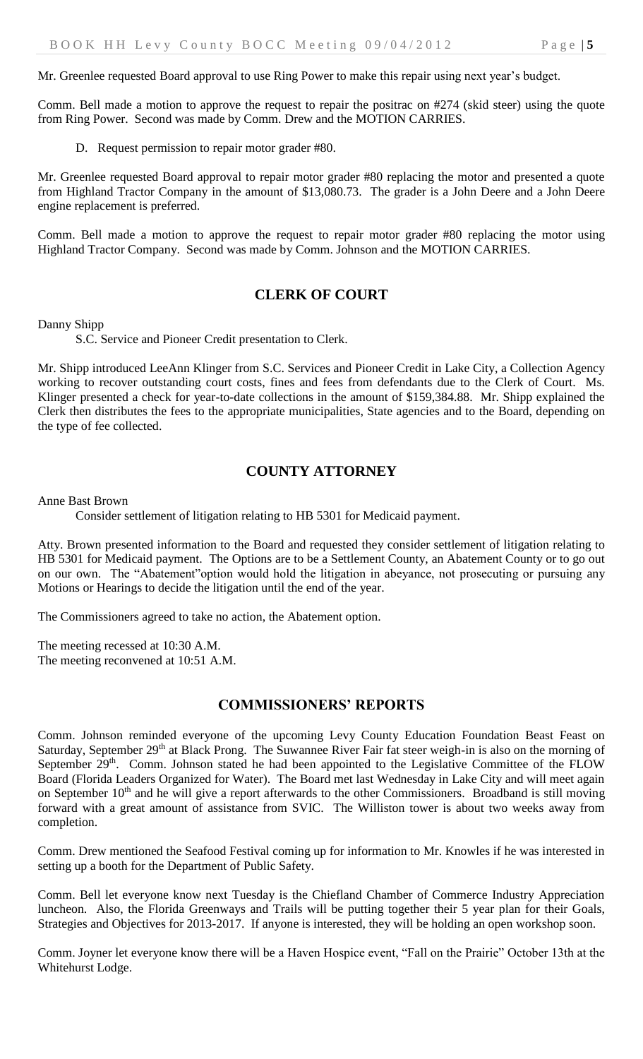Mr. Greenlee requested Board approval to use Ring Power to make this repair using next year's budget.

Comm. Bell made a motion to approve the request to repair the positrac on #274 (skid steer) using the quote from Ring Power. Second was made by Comm. Drew and the MOTION CARRIES.

D. Request permission to repair motor grader #80.

Mr. Greenlee requested Board approval to repair motor grader #80 replacing the motor and presented a quote from Highland Tractor Company in the amount of $13,080.73. The grader is a John Deere and a John Deere engine replacement is preferred.

Comm. Bell made a motion to approve the request to repair motor grader #80 replacing the motor using Highland Tractor Company. Second was made by Comm. Johnson and the MOTION CARRIES.

## CLERK OF COURT

Danny Shipp

S.C. Service and Pioneer Credit presentation to Clerk.

Mr. Shipp introduced LeeAnn Klinger from S.C. Services and Pioneer Credit in Lake City, a Collection Agency working to recover outstanding court costs, fines and fees from defendants due to the Clerk of Court. Ms. Klinger presented a check for year-to-date collections in the amount of $159,384.88. Mr. Shipp explained the Clerk then distributes the fees to the appropriate municipalities, State agencies and to the Board, depending on the type of fee collected.

## COUNTY ATTORNEY

Anne Bast Brown

Consider settlement of litigation relating to HB 5301 for Medicaid payment.

Atty. Brown presented information to the Board and requested they consider settlement of litigation relating to HB 5301 for Medicaid payment. The Options are to be a Settlement County, an Abatement County or to go out on our own. The "Abatement"option would hold the litigation in abeyance, not prosecuting or pursuing any Motions or Hearings to decide the litigation until the end of the year.

The Commissioners agreed to take no action, the Abatement option.

The meeting recessed at 10:30 A.M.
The meeting reconvened at 10:51 A.M.

## COMMISSIONERS' REPORTS

Comm. Johnson reminded everyone of the upcoming Levy County Education Foundation Beast Feast on Saturday, September 29th at Black Prong. The Suwannee River Fair fat steer weigh-in is also on the morning of September 29th. Comm. Johnson stated he had been appointed to the Legislative Committee of the FLOW Board (Florida Leaders Organized for Water). The Board met last Wednesday in Lake City and will meet again on September 10th and he will give a report afterwards to the other Commissioners. Broadband is still moving forward with a great amount of assistance from SVIC. The Williston tower is about two weeks away from completion.

Comm. Drew mentioned the Seafood Festival coming up for information to Mr. Knowles if he was interested in setting up a booth for the Department of Public Safety.

Comm. Bell let everyone know next Tuesday is the Chiefland Chamber of Commerce Industry Appreciation luncheon. Also, the Florida Greenways and Trails will be putting together their 5 year plan for their Goals, Strategies and Objectives for 2013-2017. If anyone is interested, they will be holding an open workshop soon.

Comm. Joyner let everyone know there will be a Haven Hospice event, "Fall on the Prairie" October 13th at the Whitehurst Lodge.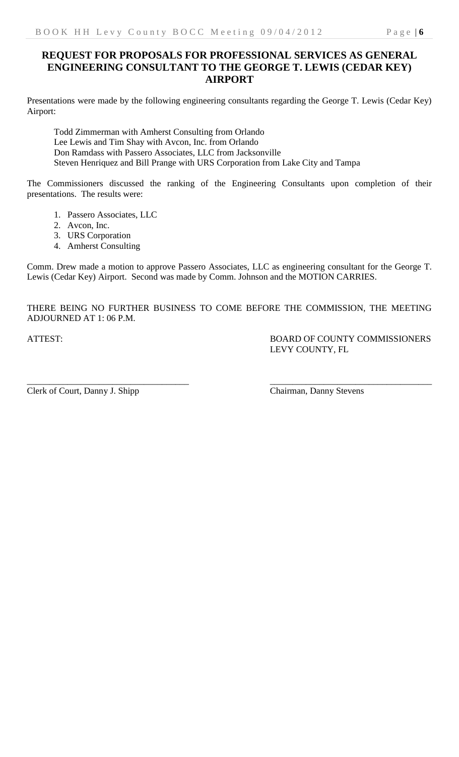## REQUEST FOR PROPOSALS FOR PROFESSIONAL SERVICES AS GENERAL ENGINEERING CONSULTANT TO THE GEORGE T. LEWIS (CEDAR KEY) AIRPORT

Presentations were made by the following engineering consultants regarding the George T. Lewis (Cedar Key) Airport:

Todd Zimmerman with Amherst Consulting from Orlando
Lee Lewis and Tim Shay with Avcon, Inc. from Orlando
Don Ramdass with Passero Associates, LLC from Jacksonville
Steven Henriquez and Bill Prange with URS Corporation from Lake City and Tampa

The Commissioners discussed the ranking of the Engineering Consultants upon completion of their presentations. The results were:

1. Passero Associates, LLC
2. Avcon, Inc.
3. URS Corporation
4. Amherst Consulting

Comm. Drew made a motion to approve Passero Associates, LLC as engineering consultant for the George T. Lewis (Cedar Key) Airport. Second was made by Comm. Johnson and the MOTION CARRIES.

THERE BEING NO FURTHER BUSINESS TO COME BEFORE THE COMMISSION, THE MEETING ADJOURNED AT 1: 06 P.M.

ATTEST: BOARD OF COUNTY COMMISSIONERS LEVY COUNTY, FL

___________________________________
Clerk of Court, Danny J. Shipp

___________________________________
Chairman, Danny Stevens